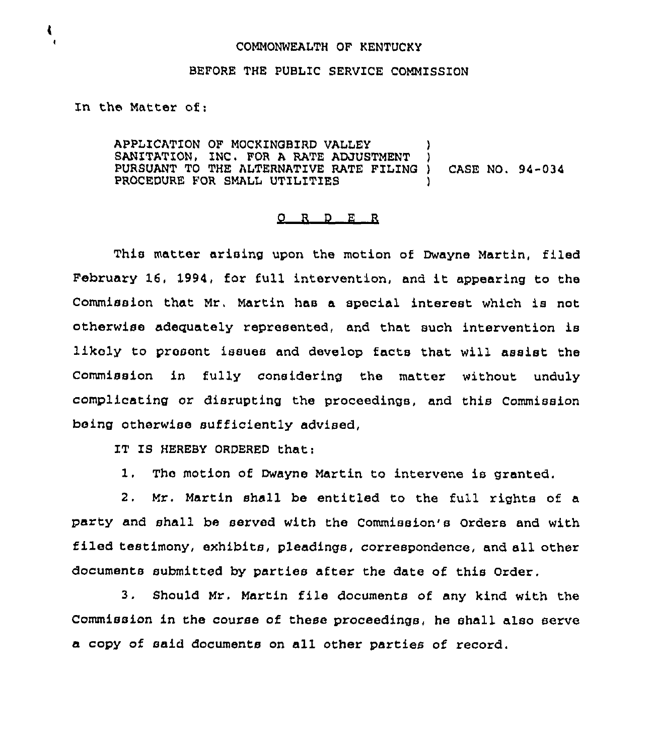COMMONWEALTH OF KENTUCKY

BEFORE THE PUBLIC SERVICE COMMISSION

In the Matter of:

APPLICATION OF MOCKINGBIRD VALLEY SANITATION, INC. FOR A RATE ADJUSTMENT PURSUANT TO THE ALTERNATIVE RATE FILING PROCEDURE FOR SMALL UTILITIES ) CASE NO. 94-034

O R D E R

This matter arising upon the motion of Dwayne Martin, filed February 16, 1994, for full intervention, and it appearing to the Commission that Mr. Martin has a special interest which is not otherwise adequately represented, and that such intervention is likely to present issues and develop facts that will assist the Commission in fully considering the matter without unduly complicating or disrupting the proceedings, and this Commission being otherwise sufficiently advised,

IT IS HEREBY ORDERED that:

1. The motion of Dwayne Martin to intervene is granted.

2. Mr. Martin shall be entitled to the full rights of a party and shall be served with the Commission's Orders and with filed testimony, exhibits, pleadings, correspondence, and all other documents submitted by parties after the date of this Order.

3. Should Mr. Martin file documents of any kind with the Commission in the course of these proceedings, he shall also serve a copy of said documents on all other parties of record.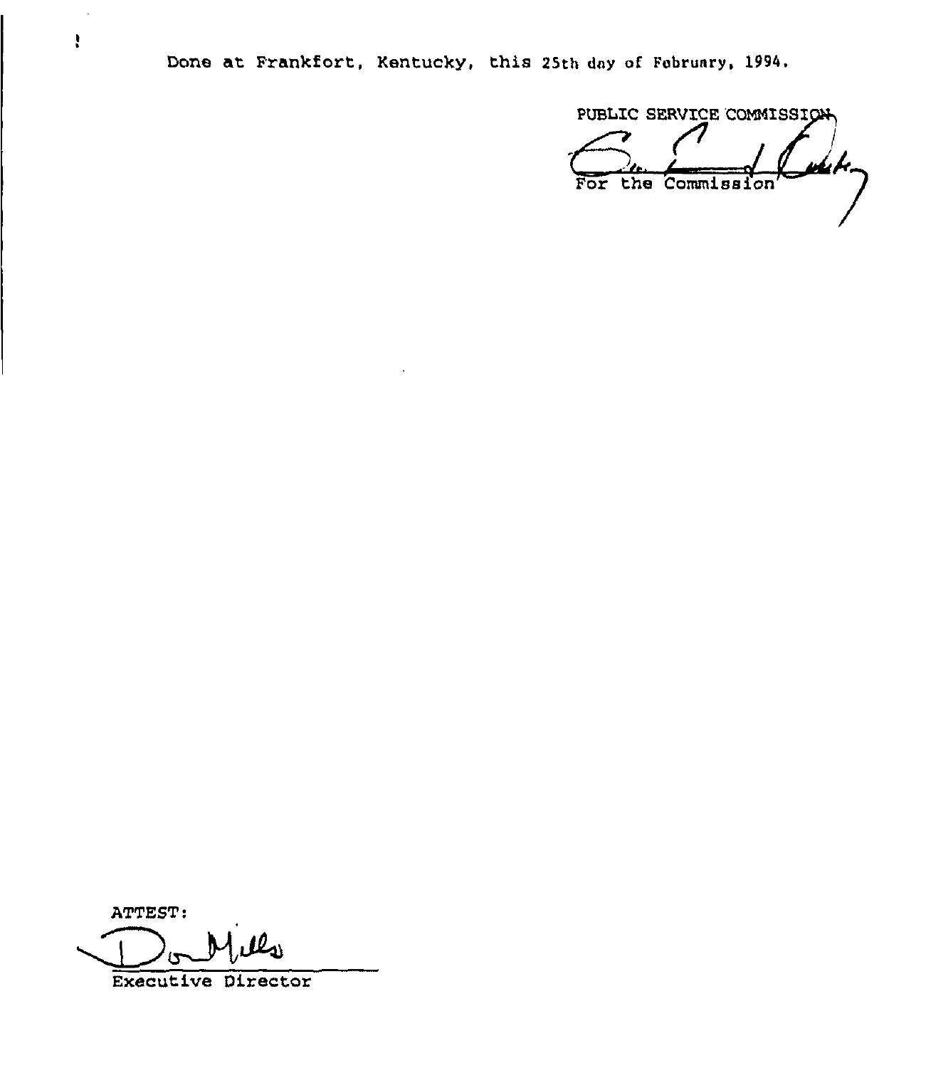Done at Frankfort, Kentucky, this 25th day of February, 1994.

PUBLIC SERVICE COMMISSION

For the Commission

ATTEST:

Executive Director